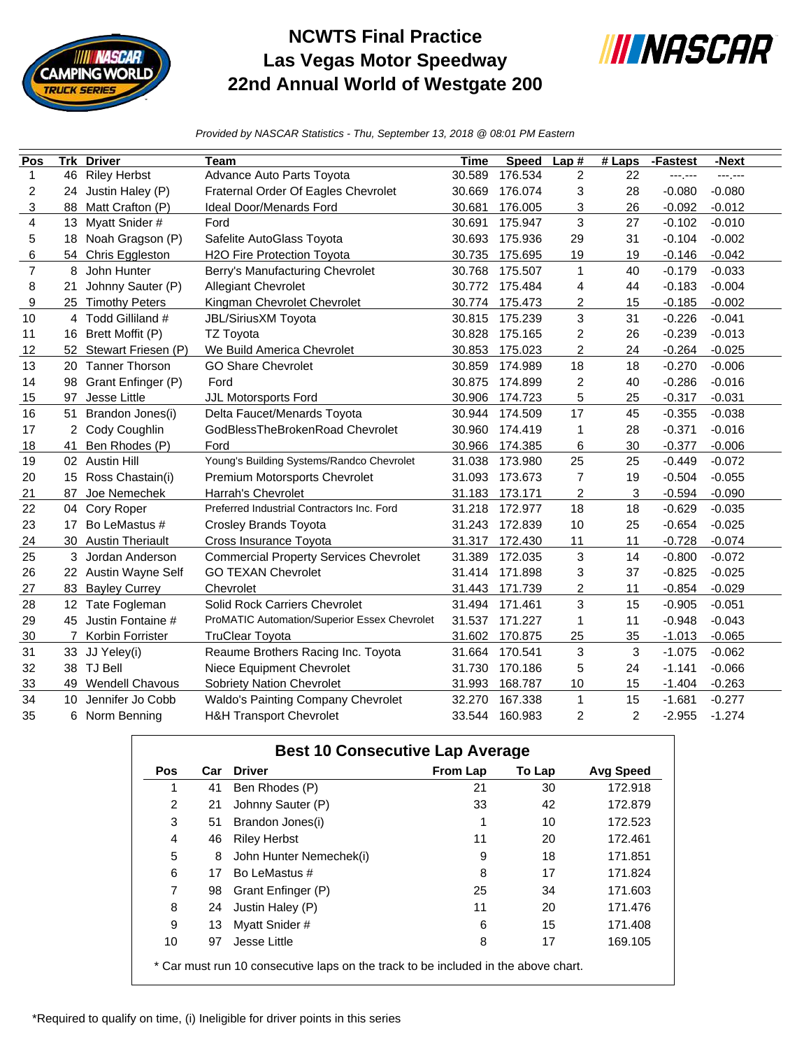# NCWTS Final Practice
# Las Vegas Motor Speedway
# 22nd Annual World of Westgate 200

*Provided by NASCAR Statistics - Thu, September 13, 2018 @ 08:01 PM Eastern*

| Pos | Trk | Driver | Team | Time | Speed | Lap # | # Laps | -Fastest | -Next |
|---|---|---|---|---|---|---|---|---|---|
| 1 | 46 | Riley Herbst | Advance Auto Parts Toyota | 30.589 | 176.534 | 2 | 22 | ---.--- | ---.--- |
| 2 | 24 | Justin Haley (P) | Fraternal Order Of Eagles Chevrolet | 30.669 | 176.074 | 3 | 28 | -0.080 | -0.080 |
| 3 | 88 | Matt Crafton (P) | Ideal Door/Menards Ford | 30.681 | 176.005 | 3 | 26 | -0.092 | -0.012 |
| 4 | 13 | Myatt Snider # | Ford | 30.691 | 175.947 | 3 | 27 | -0.102 | -0.010 |
| 5 | 18 | Noah Gragson (P) | Safelite AutoGlass Toyota | 30.693 | 175.936 | 29 | 31 | -0.104 | -0.002 |
| 6 | 54 | Chris Eggleston | H2O Fire Protection Toyota | 30.735 | 175.695 | 19 | 19 | -0.146 | -0.042 |
| 7 | 8 | John Hunter | Berry's Manufacturing Chevrolet | 30.768 | 175.507 | 1 | 40 | -0.179 | -0.033 |
| 8 | 21 | Johnny Sauter (P) | Allegiant Chevrolet | 30.772 | 175.484 | 4 | 44 | -0.183 | -0.004 |
| 9 | 25 | Timothy Peters | Kingman Chevrolet Chevrolet | 30.774 | 175.473 | 2 | 15 | -0.185 | -0.002 |
| 10 | 4 | Todd Gilliland # | JBL/SiriusXM Toyota | 30.815 | 175.239 | 3 | 31 | -0.226 | -0.041 |
| 11 | 16 | Brett Moffit (P) | TZ Toyota | 30.828 | 175.165 | 2 | 26 | -0.239 | -0.013 |
| 12 | 52 | Stewart Friesen (P) | We Build America Chevrolet | 30.853 | 175.023 | 2 | 24 | -0.264 | -0.025 |
| 13 | 20 | Tanner Thorson | GO Share Chevrolet | 30.859 | 174.989 | 18 | 18 | -0.270 | -0.006 |
| 14 | 98 | Grant Enfinger (P) | Ford | 30.875 | 174.899 | 2 | 40 | -0.286 | -0.016 |
| 15 | 97 | Jesse Little | JJL Motorsports Ford | 30.906 | 174.723 | 5 | 25 | -0.317 | -0.031 |
| 16 | 51 | Brandon Jones(i) | Delta Faucet/Menards Toyota | 30.944 | 174.509 | 17 | 45 | -0.355 | -0.038 |
| 17 | 2 | Cody Coughlin | GodBlessTheBrokenRoad Chevrolet | 30.960 | 174.419 | 1 | 28 | -0.371 | -0.016 |
| 18 | 41 | Ben Rhodes (P) | Ford | 30.966 | 174.385 | 6 | 30 | -0.377 | -0.006 |
| 19 | 02 | Austin Hill | Young's Building Systems/Randco Chevrolet | 31.038 | 173.980 | 25 | 25 | -0.449 | -0.072 |
| 20 | 15 | Ross Chastain(i) | Premium Motorsports Chevrolet | 31.093 | 173.673 | 7 | 19 | -0.504 | -0.055 |
| 21 | 87 | Joe Nemechek | Harrah's Chevrolet | 31.183 | 173.171 | 2 | 3 | -0.594 | -0.090 |
| 22 | 04 | Cory Roper | Preferred Industrial Contractors Inc. Ford | 31.218 | 172.977 | 18 | 18 | -0.629 | -0.035 |
| 23 | 17 | Bo LeMastus # | Crosley Brands Toyota | 31.243 | 172.839 | 10 | 25 | -0.654 | -0.025 |
| 24 | 30 | Austin Theriault | Cross Insurance Toyota | 31.317 | 172.430 | 11 | 11 | -0.728 | -0.074 |
| 25 | 3 | Jordan Anderson | Commercial Property Services Chevrolet | 31.389 | 172.035 | 3 | 14 | -0.800 | -0.072 |
| 26 | 22 | Austin Wayne Self | GO TEXAN Chevrolet | 31.414 | 171.898 | 3 | 37 | -0.825 | -0.025 |
| 27 | 83 | Bayley Currey | Chevrolet | 31.443 | 171.739 | 2 | 11 | -0.854 | -0.029 |
| 28 | 12 | Tate Fogleman | Solid Rock Carriers Chevrolet | 31.494 | 171.461 | 3 | 15 | -0.905 | -0.051 |
| 29 | 45 | Justin Fontaine # | ProMATIC Automation/Superior Essex Chevrolet | 31.537 | 171.227 | 1 | 11 | -0.948 | -0.043 |
| 30 | 7 | Korbin Forrister | TruClear Toyota | 31.602 | 170.875 | 25 | 35 | -1.013 | -0.065 |
| 31 | 33 | JJ Yeley(i) | Reaume Brothers Racing Inc. Toyota | 31.664 | 170.541 | 3 | 3 | -1.075 | -0.062 |
| 32 | 38 | TJ Bell | Niece Equipment Chevrolet | 31.730 | 170.186 | 5 | 24 | -1.141 | -0.066 |
| 33 | 49 | Wendell Chavous | Sobriety Nation Chevrolet | 31.993 | 168.787 | 10 | 15 | -1.404 | -0.263 |
| 34 | 10 | Jennifer Jo Cobb | Waldo's Painting Company Chevrolet | 32.270 | 167.338 | 1 | 15 | -1.681 | -0.277 |
| 35 | 6 | Norm Benning | H&H Transport Chevrolet | 33.544 | 160.983 | 2 | 2 | -2.955 | -1.274 |

## Best 10 Consecutive Lap Average

| Pos | Car | Driver | From Lap | To Lap | Avg Speed |
|---|---|---|---|---|---|
| 1 | 41 | Ben Rhodes (P) | 21 | 30 | 172.918 |
| 2 | 21 | Johnny Sauter (P) | 33 | 42 | 172.879 |
| 3 | 51 | Brandon Jones(i) | 1 | 10 | 172.523 |
| 4 | 46 | Riley Herbst | 11 | 20 | 172.461 |
| 5 | 8 | John Hunter Nemechek(i) | 9 | 18 | 171.851 |
| 6 | 17 | Bo LeMastus # | 8 | 17 | 171.824 |
| 7 | 98 | Grant Enfinger (P) | 25 | 34 | 171.603 |
| 8 | 24 | Justin Haley (P) | 11 | 20 | 171.476 |
| 9 | 13 | Myatt Snider # | 6 | 15 | 171.408 |
| 10 | 97 | Jesse Little | 8 | 17 | 169.105 |

* Car must run 10 consecutive laps on the track to be included in the above chart.

*Required to qualify on time, (i) Ineligible for driver points in this series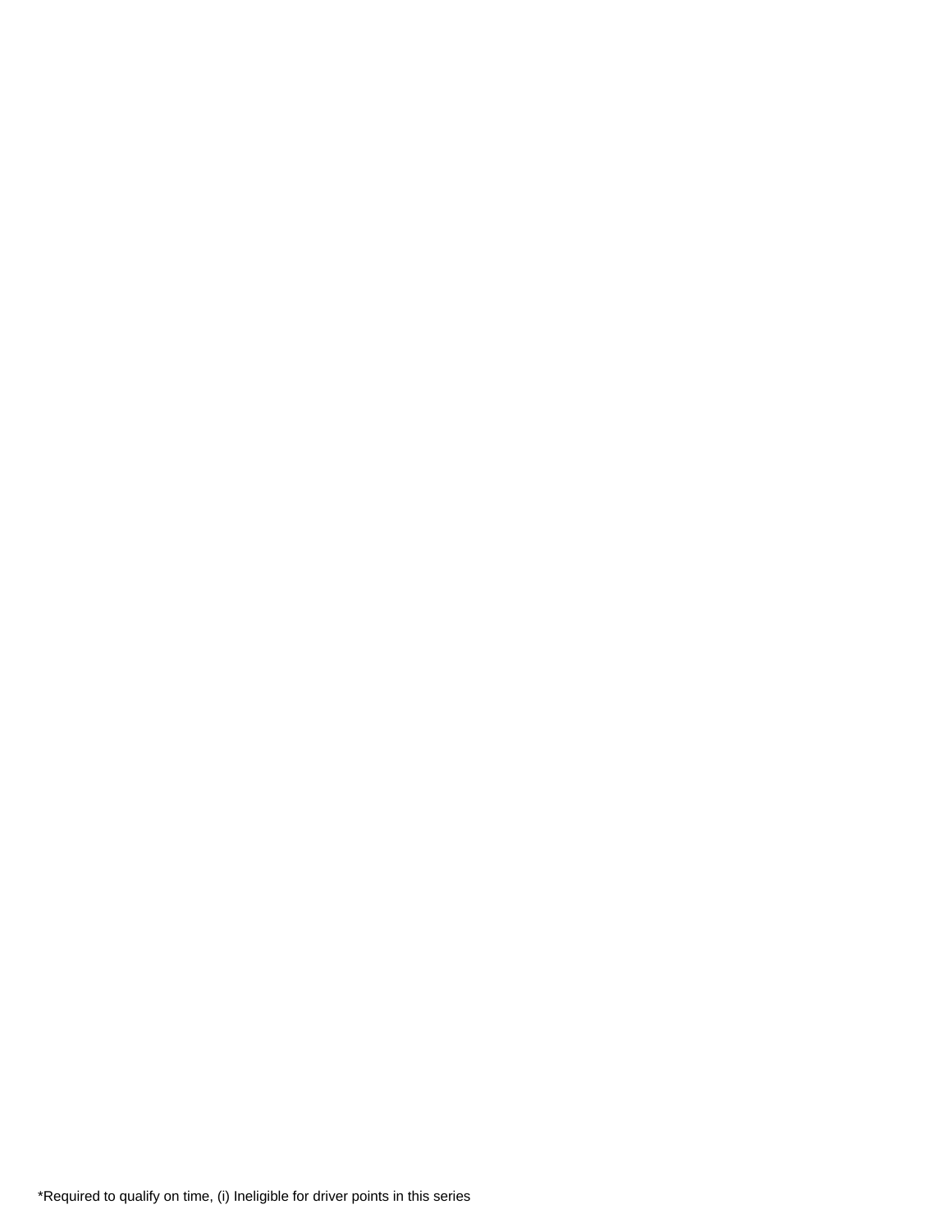*Required to qualify on time, (i) Ineligible for driver points in this series